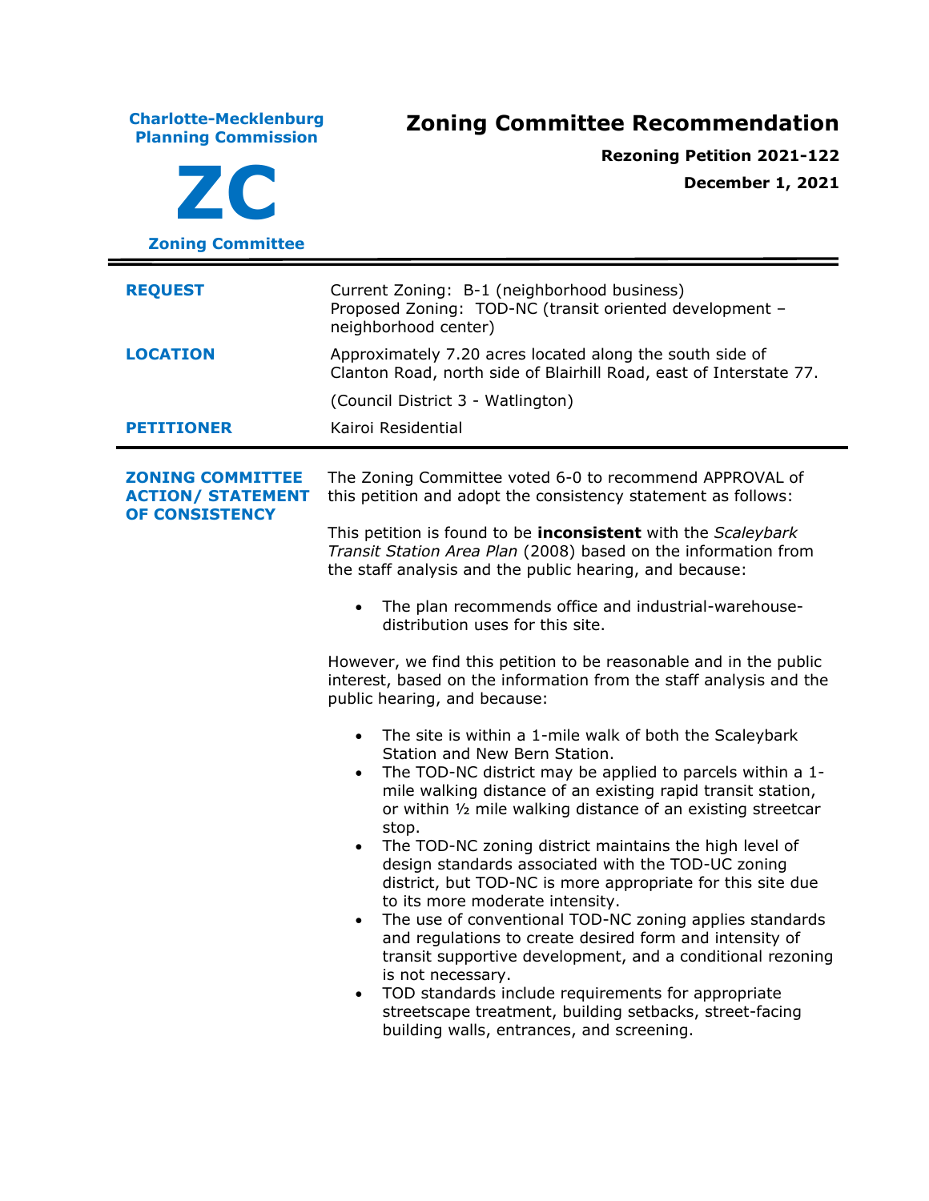**Charlote-Mecklenburg Planning Commission**

**ZC**

**Zoning Committee**

# Zoning Committee Recommendation

**Rezoning Petition 2021-122**

**December 1, 2021**

---

| | |
|---|---|
| **REQUEST** | Current Zoning: B-1 (neighborhood business)<br>Proposed Zoning: TOD-NC (transit oriented development – neighborhood center) |
| **LOCATION** | Approximately 7.20 acres located along the south side of Clanton Road, north side of Blairhill Road, east of Interstate 77.<br><br>(Council District 3 - Watlington) |
| **PETITIONER** | Kairoi Residential |

---

**ZONING COMMITTEE ACTION/ STATEMENT OF CONSISTENCY**

The Zoning Committee voted 6-0 to recommend APPROVAL of this petition and adopt the consistency statement as follows:

This petition is found to be **inconsistent** with the *Scaleybark Transit Station Area Plan* (2008) based on the information from the staff analysis and the public hearing, and because:

- The plan recommends office and industrial-warehouse-distribution uses for this site.

However, we find this petition to be reasonable and in the public interest, based on the information from the staff analysis and the public hearing, and because:

- The site is within a 1-mile walk of both the Scaleybark Station and New Bern Station.
- The TOD-NC district may be applied to parcels within a 1-mile walking distance of an existing rapid transit station, or within ½ mile walking distance of an existing streetcar stop.
- The TOD-NC zoning district maintains the high level of design standards associated with the TOD-UC zoning district, but TOD-NC is more appropriate for this site due to its more moderate intensity.
- The use of conventional TOD-NC zoning applies standards and regulations to create desired form and intensity of transit supportive development, and a conditional rezoning is not necessary.
- TOD standards include requirements for appropriate streetscape treatment, building setbacks, street-facing building walls, entrances, and screening.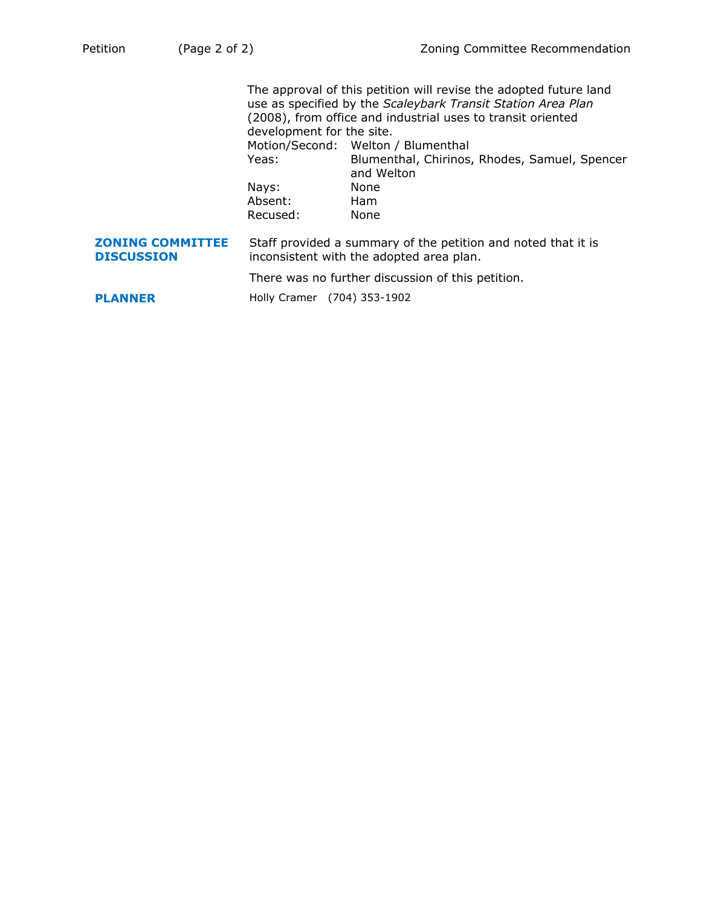The approval of this petition will revise the adopted future land use as specified by the *Scaleybark Transit Station Area Plan* (2008), from office and industrial uses to transit oriented development for the site.

| | |
|---|---|
| Motion/Second: | Welton / Blumenthal |
| Yeas: | Blumenthal, Chirinos, Rhodes, Samuel, Spencer and Welton |
| Nays: | None |
| Absent: | Ham |
| Recused: | None |

**ZONING COMMITTEE DISCUSSION**

Staff provided a summary of the petition and noted that it is inconsistent with the adopted area plan.

There was no further discussion of this petition.

**PLANNER**

Holly Cramer (704) 353-1902